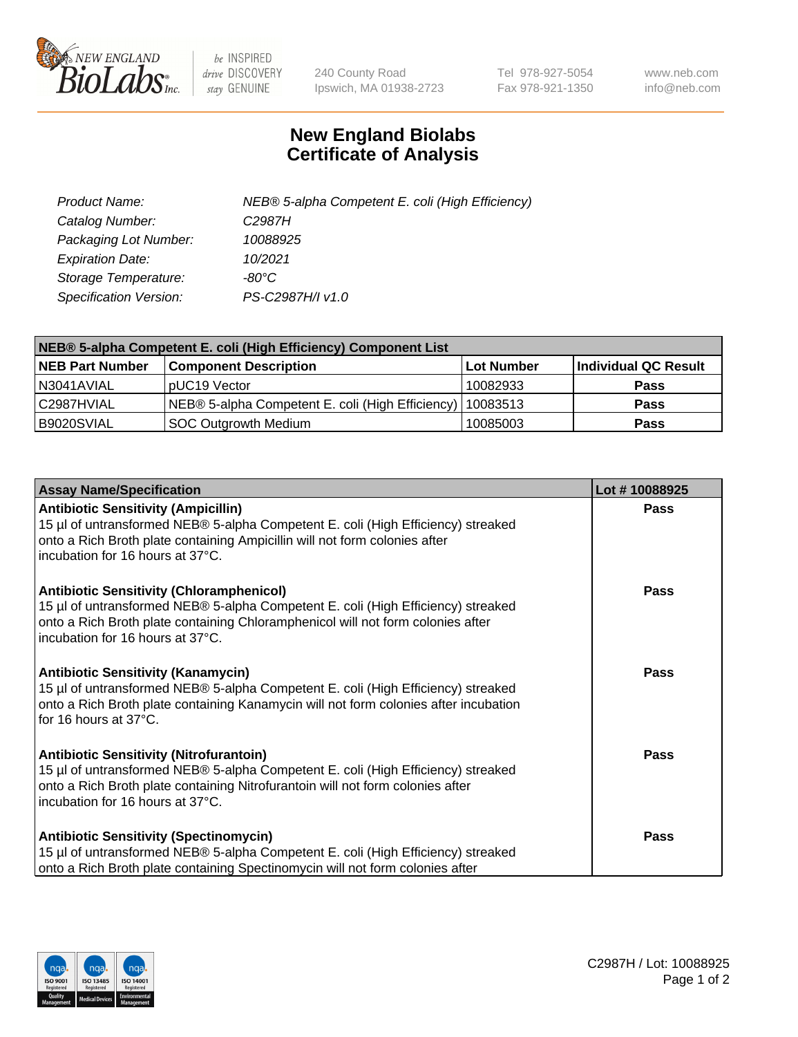# New England Biolabs
# Certificate of Analysis

| | |
|---|---|
| *Product Name:* | *NEB® 5-alpha Competent E. coli (High Efficiency)* |
| *Catalog Number:* | *C2987H* |
| *Packaging Lot Number:* | *10088925* |
| *Expiration Date:* | *10/2021* |
| *Storage Temperature:* | *-80°C* |
| *Specification Version:* | *PS-C2987H/I v1.0* |

| NEB® 5-alpha Competent E. coli (High Efficiency) Component List | | | |
|---|---|---|---|
| **NEB Part Number** | **Component Description** | **Lot Number** | **Individual QC Result** |
| N3041AVIAL | pUC19 Vector | 10082933 | **Pass** |
| C2987HVIAL | NEB® 5-alpha Competent E. coli (High Efficiency) | 10083513 | **Pass** |
| B9020SVIAL | SOC Outgrowth Medium | 10085003 | **Pass** |

| Assay Name/Specification | Lot # 10088925 |
|---|---|
| **Antibiotic Sensitivity (Ampicillin)**<br>15 µl of untransformed NEB® 5-alpha Competent E. coli (High Efficiency) streaked onto a Rich Broth plate containing Ampicillin will not form colonies after incubation for 16 hours at 37°C. | **Pass** |
| **Antibiotic Sensitivity (Chloramphenicol)**<br>15 µl of untransformed NEB® 5-alpha Competent E. coli (High Efficiency) streaked onto a Rich Broth plate containing Chloramphenicol will not form colonies after incubation for 16 hours at 37°C. | **Pass** |
| **Antibiotic Sensitivity (Kanamycin)**<br>15 µl of untransformed NEB® 5-alpha Competent E. coli (High Efficiency) streaked onto a Rich Broth plate containing Kanamycin will not form colonies after incubation for 16 hours at 37°C. | **Pass** |
| **Antibiotic Sensitivity (Nitrofurantoin)**<br>15 µl of untransformed NEB® 5-alpha Competent E. coli (High Efficiency) streaked onto a Rich Broth plate containing Nitrofurantoin will not form colonies after incubation for 16 hours at 37°C. | **Pass** |
| **Antibiotic Sensitivity (Spectinomycin)**<br>15 µl of untransformed NEB® 5-alpha Competent E. coli (High Efficiency) streaked onto a Rich Broth plate containing Spectinomycin will not form colonies after | **Pass** |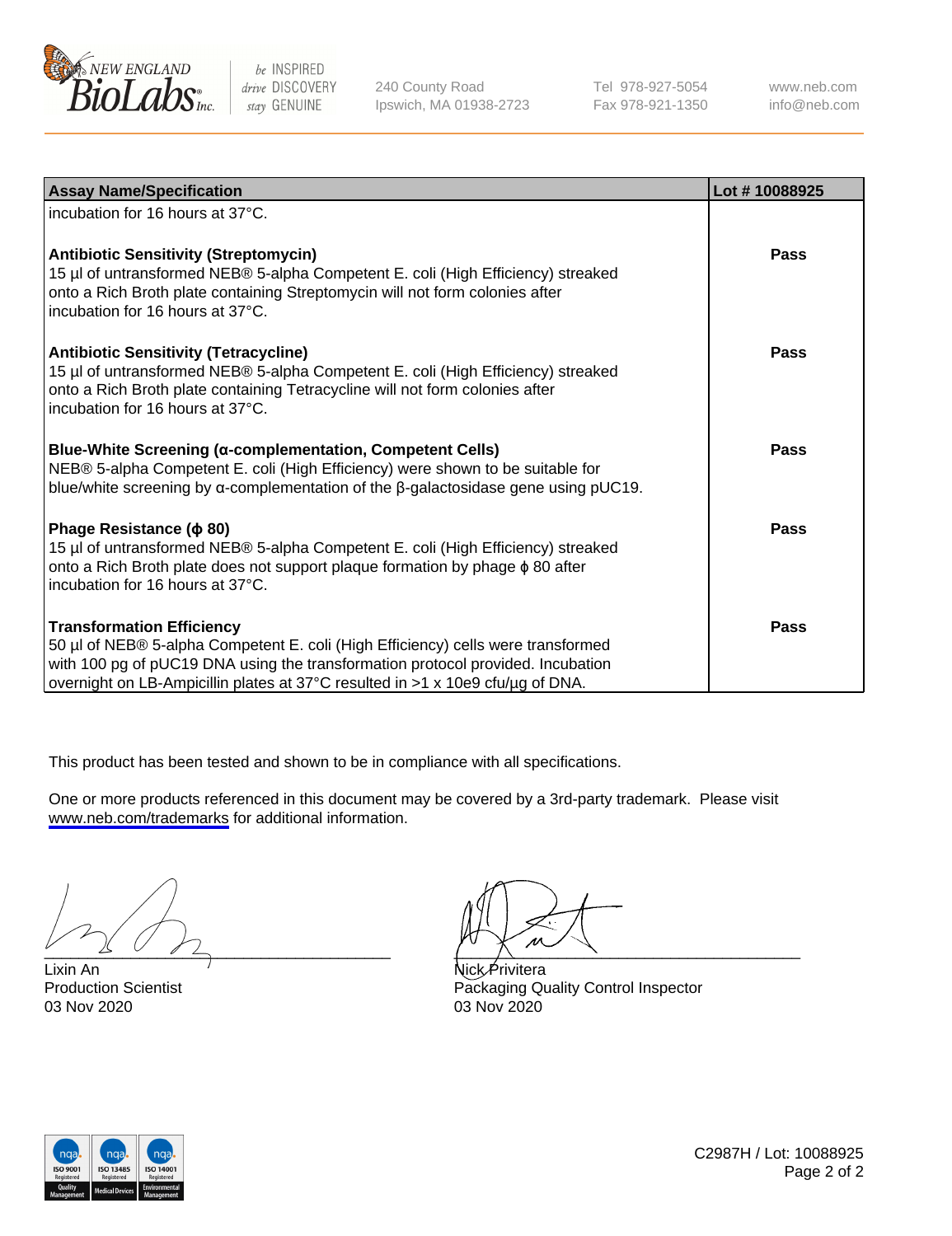| Assay Name/Specification | Lot # 10088925 |
| --- | --- |
| incubation for 16 hours at 37°C. | |
| **Antibiotic Sensitivity (Streptomycin)**<br>15 µl of untransformed NEB® 5-alpha Competent E. coli (High Efficiency) streaked onto a Rich Broth plate containing Streptomycin will not form colonies after incubation for 16 hours at 37°C. | **Pass** |
| **Antibiotic Sensitivity (Tetracycline)**<br>15 µl of untransformed NEB® 5-alpha Competent E. coli (High Efficiency) streaked onto a Rich Broth plate containing Tetracycline will not form colonies after incubation for 16 hours at 37°C. | **Pass** |
| **Blue-White Screening (α-complementation, Competent Cells)**<br>NEB® 5-alpha Competent E. coli (High Efficiency) were shown to be suitable for blue/white screening by α-complementation of the β-galactosidase gene using pUC19. | **Pass** |
| **Phage Resistance (ϕ 80)**<br>15 µl of untransformed NEB® 5-alpha Competent E. coli (High Efficiency) streaked onto a Rich Broth plate does not support plaque formation by phage ϕ 80 after incubation for 16 hours at 37°C. | **Pass** |
| **Transformation Efficiency**<br>50 µl of NEB® 5-alpha Competent E. coli (High Efficiency) cells were transformed with 100 pg of pUC19 DNA using the transformation protocol provided. Incubation overnight on LB-Ampicillin plates at 37°C resulted in >1 x 10e9 cfu/µg of DNA. | **Pass** |

This product has been tested and shown to be in compliance with all specifications.

One or more products referenced in this document may be covered by a 3rd-party trademark. Please visit www.neb.com/trademarks for additional information.

Lixin An
Production Scientist
03 Nov 2020

Nick Privitera
Packaging Quality Control Inspector
03 Nov 2020

C2987H / Lot: 10088925